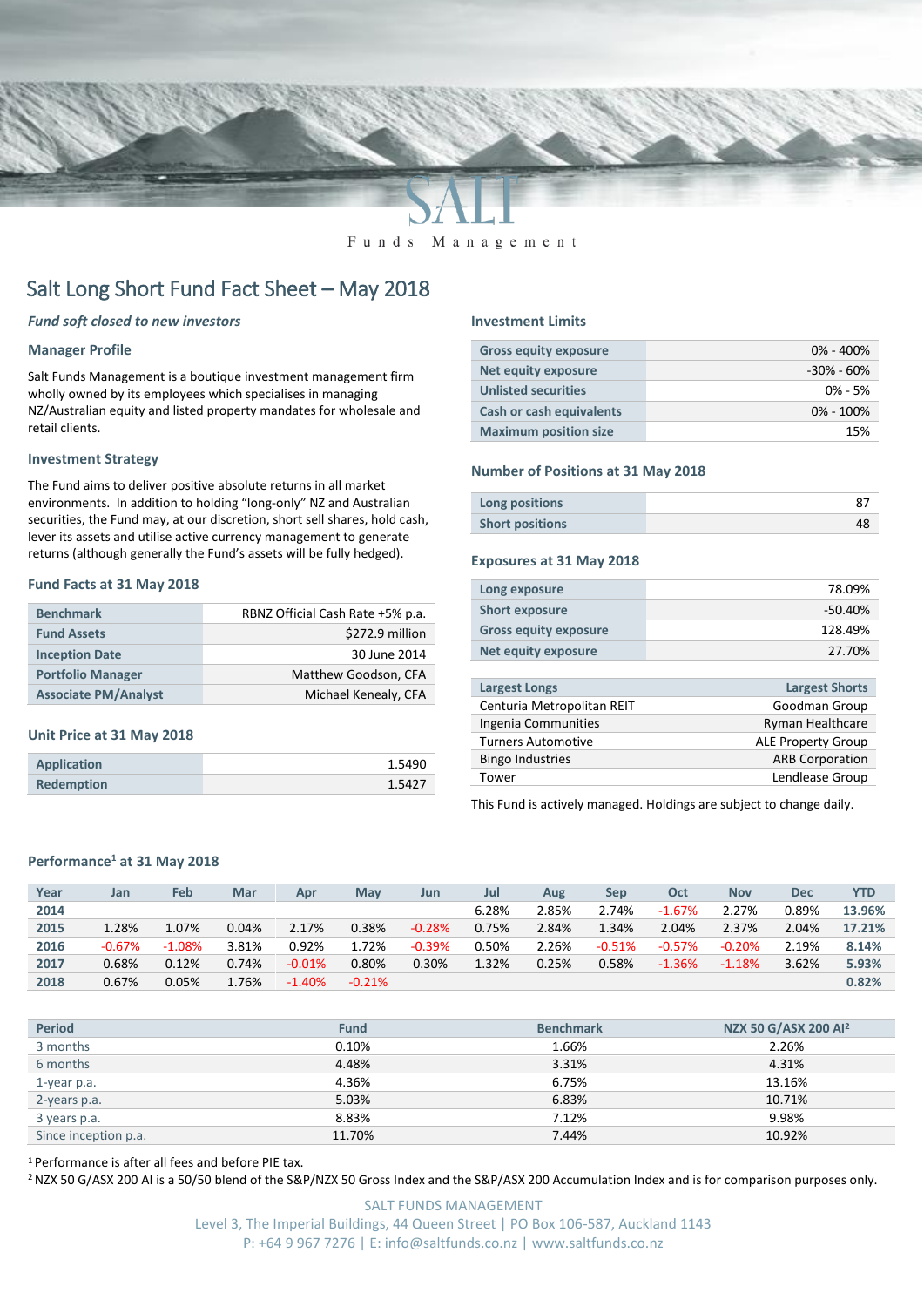SALT

Funds Management

# Salt Long Short Fund Fact Sheet – May 2018

***Fund soft closed to new investors***

### Manager Profile

Salt Funds Management is a boutique investment management firm wholly owned by its employees which specialises in managing NZ/Australian equity and listed property mandates for wholesale and retail clients.

### Investment Strategy

The Fund aims to deliver positive absolute returns in all market environments. In addition to holding "long-only" NZ and Australian securities, the Fund may, at our discretion, short sell shares, hold cash, lever its assets and utilise active currency management to generate returns (although generally the Fund's assets will be fully hedged).

### Fund Facts at 31 May 2018

| | |
|---|---|
| **Benchmark** | RBNZ Official Cash Rate +5% p.a. |
| **Fund Assets** | $272.9 million |
| **Inception Date** | 30 June 2014 |
| **Portfolio Manager** | Matthew Goodson, CFA |
| **Associate PM/Analyst** | Michael Kenealy, CFA |

### Unit Price at 31 May 2018

| | |
|---|---|
| **Application** | 1.5490 |
| **Redemption** | 1.5427 |

### Investment Limits

| | |
|---|---|
| **Gross equity exposure** | 0% - 400% |
| **Net equity exposure** | -30% - 60% |
| **Unlisted securities** | 0% - 5% |
| **Cash or cash equivalents** | 0% - 100% |
| **Maximum position size** | 15% |

### Number of Positions at 31 May 2018

| | |
|---|---|
| **Long positions** | 87 |
| **Short positions** | 48 |

### Exposures at 31 May 2018

| | |
|---|---|
| **Long exposure** | 78.09% |
| **Short exposure** | -50.40% |
| **Gross equity exposure** | 128.49% |
| **Net equity exposure** | 27.70% |

| Largest Longs | Largest Shorts |
|---|---|
| Centuria Metropolitan REIT | Goodman Group |
| Ingenia Communities | Ryman Healthcare |
| Turners Automotive | ALE Property Group |
| Bingo Industries | ARB Corporation |
| Tower | Lendlease Group |

This Fund is actively managed. Holdings are subject to change daily.

### Performance[1] at 31 May 2018

| Year | Jan | Feb | Mar | Apr | May | Jun | Jul | Aug | Sep | Oct | Nov | Dec | YTD |
|---|---|---|---|---|---|---|---|---|---|---|---|---|---|
| **2014** | | | | | | | 6.28% | 2.85% | 2.74% | -1.67% | 2.27% | 0.89% | **13.96%** |
| **2015** | 1.28% | 1.07% | 0.04% | 2.17% | 0.38% | -0.28% | 0.75% | 2.84% | 1.34% | 2.04% | 2.37% | 2.04% | **17.21%** |
| **2016** | -0.67% | -1.08% | 3.81% | 0.92% | 1.72% | -0.39% | 0.50% | 2.26% | -0.51% | -0.57% | -0.20% | 2.19% | **8.14%** |
| **2017** | 0.68% | 0.12% | 0.74% | -0.01% | 0.80% | 0.30% | 1.32% | 0.25% | 0.58% | -1.36% | -1.18% | 3.62% | **5.93%** |
| **2018** | 0.67% | 0.05% | 1.76% | -1.40% | -0.21% | | | | | | | | **0.82%** |

| Period | Fund | Benchmark | NZX 50 G/ASX 200 AI[2] |
|---|---|---|---|
| 3 months | 0.10% | 1.66% | 2.26% |
| 6 months | 4.48% | 3.31% | 4.31% |
| 1-year p.a. | 4.36% | 6.75% | 13.16% |
| 2-years p.a. | 5.03% | 6.83% | 10.71% |
| 3 years p.a. | 8.83% | 7.12% | 9.98% |
| Since inception p.a. | 11.70% | 7.44% | 10.92% |

[1] Performance is after all fees and before PIE tax.

[2] NZX 50 G/ASX 200 AI is a 50/50 blend of the S&P/NZX 50 Gross Index and the S&P/ASX 200 Accumulation Index and is for comparison purposes only.

SALT FUNDS MANAGEMENT
Level 3, The Imperial Buildings, 44 Queen Street | PO Box 106-587, Auckland 1143
P: +64 9 967 7276 | E: info@saltfunds.co.nz | www.saltfunds.co.nz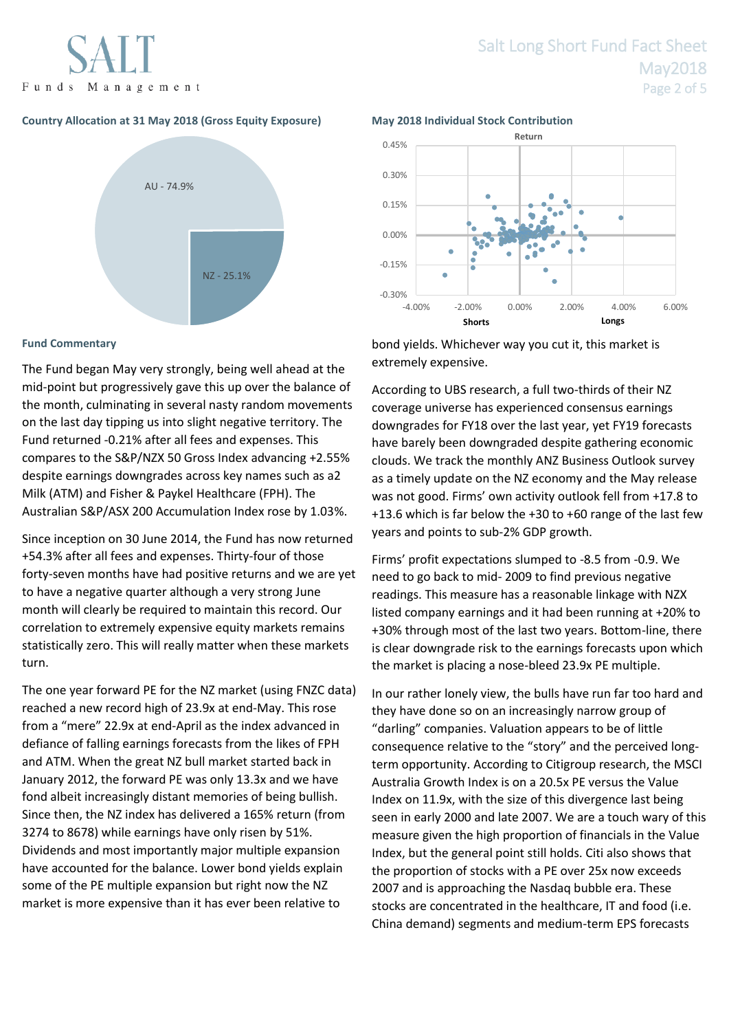## Country Allocation at 31 May 2018 (Gross Equity Exposure)

AU - 74.9%

NZ - 25.1%

## May 2018 Individual Stock Contribution

## Fund Commentary

The Fund began May very strongly, being well ahead at the mid-point but progressively gave this up over the balance of the month, culminating in several nasty random movements on the last day tipping us into slight negative territory. The Fund returned -0.21% after all fees and expenses. This compares to the S&P/NZX 50 Gross Index advancing +2.55% despite earnings downgrades across key names such as a2 Milk (ATM) and Fisher & Paykel Healthcare (FPH). The Australian S&P/ASX 200 Accumulation Index rose by 1.03%.

Since inception on 30 June 2014, the Fund has now returned +54.3% after all fees and expenses. Thirty-four of those forty-seven months have had positive returns and we are yet to have a negative quarter although a very strong June month will clearly be required to maintain this record. Our correlation to extremely expensive equity markets remains statistically zero. This will really matter when these markets turn.

The one year forward PE for the NZ market (using FNZC data) reached a new record high of 23.9x at end-May. This rose from a "mere" 22.9x at end-April as the index advanced in defiance of falling earnings forecasts from the likes of FPH and ATM. When the great NZ bull market started back in January 2012, the forward PE was only 13.3x and we have fond albeit increasingly distant memories of being bullish. Since then, the NZ index has delivered a 165% return (from 3274 to 8678) while earnings have only risen by 51%. Dividends and most importantly major multiple expansion have accounted for the balance. Lower bond yields explain some of the PE multiple expansion but right now the NZ market is more expensive than it has ever been relative to bond yields. Whichever way you cut it, this market is extremely expensive.

According to UBS research, a full two-thirds of their NZ coverage universe has experienced consensus earnings downgrades for FY18 over the last year, yet FY19 forecasts have barely been downgraded despite gathering economic clouds. We track the monthly ANZ Business Outlook survey as a timely update on the NZ economy and the May release was not good. Firms' own activity outlook fell from +17.8 to +13.6 which is far below the +30 to +60 range of the last few years and points to sub-2% GDP growth.

Firms' profit expectations slumped to -8.5 from -0.9. We need to go back to mid- 2009 to find previous negative readings. This measure has a reasonable linkage with NZX listed company earnings and it had been running at +20% to +30% through most of the last two years. Bottom-line, there is clear downgrade risk to the earnings forecasts upon which the market is placing a nose-bleed 23.9x PE multiple.

In our rather lonely view, the bulls have run far too hard and they have done so on an increasingly narrow group of "darling" companies. Valuation appears to be of little consequence relative to the "story" and the perceived long-term opportunity. According to Citigroup research, the MSCI Australia Growth Index is on a 20.5x PE versus the Value Index on 11.9x, with the size of this divergence last being seen in early 2000 and late 2007. We are a touch wary of this measure given the high proportion of financials in the Value Index, but the general point still holds. Citi also shows that the proportion of stocks with a PE over 25x now exceeds 2007 and is approaching the Nasdaq bubble era. These stocks are concentrated in the healthcare, IT and food (i.e. China demand) segments and medium-term EPS forecasts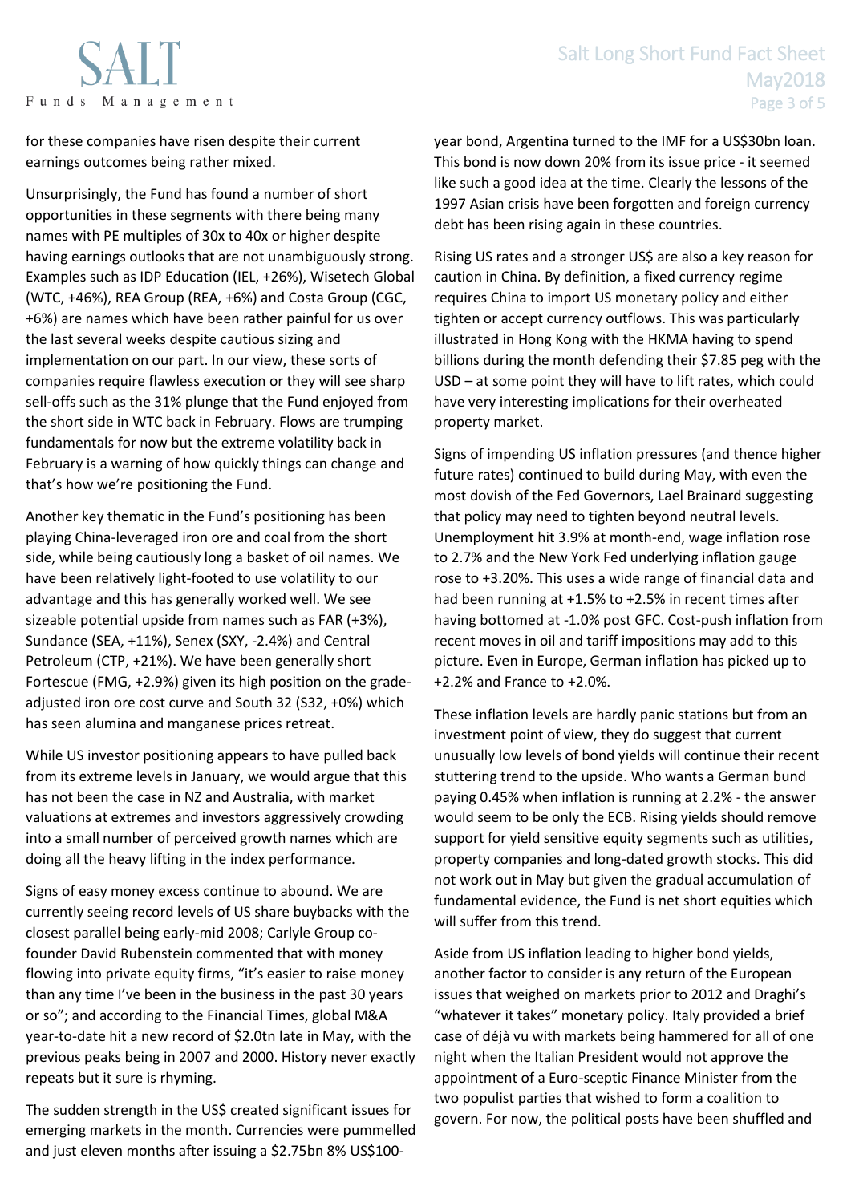for these companies have risen despite their current earnings outcomes being rather mixed.

Unsurprisingly, the Fund has found a number of short opportunities in these segments with there being many names with PE multiples of 30x to 40x or higher despite having earnings outlooks that are not unambiguously strong. Examples such as IDP Education (IEL, +26%), Wisetech Global (WTC, +46%), REA Group (REA, +6%) and Costa Group (CGC, +6%) are names which have been rather painful for us over the last several weeks despite cautious sizing and implementation on our part. In our view, these sorts of companies require flawless execution or they will see sharp sell-offs such as the 31% plunge that the Fund enjoyed from the short side in WTC back in February. Flows are trumping fundamentals for now but the extreme volatility back in February is a warning of how quickly things can change and that's how we're positioning the Fund.

Another key thematic in the Fund's positioning has been playing China-leveraged iron ore and coal from the short side, while being cautiously long a basket of oil names. We have been relatively light-footed to use volatility to our advantage and this has generally worked well. We see sizeable potential upside from names such as FAR (+3%), Sundance (SEA, +11%), Senex (SXY, -2.4%) and Central Petroleum (CTP, +21%). We have been generally short Fortescue (FMG, +2.9%) given its high position on the grade-adjusted iron ore cost curve and South 32 (S32, +0%) which has seen alumina and manganese prices retreat.

While US investor positioning appears to have pulled back from its extreme levels in January, we would argue that this has not been the case in NZ and Australia, with market valuations at extremes and investors aggressively crowding into a small number of perceived growth names which are doing all the heavy lifting in the index performance.

Signs of easy money excess continue to abound. We are currently seeing record levels of US share buybacks with the closest parallel being early-mid 2008; Carlyle Group co-founder David Rubenstein commented that with money flowing into private equity firms, "it's easier to raise money than any time I've been in the business in the past 30 years or so"; and according to the Financial Times, global M&A year-to-date hit a new record of $2.0tn late in May, with the previous peaks being in 2007 and 2000. History never exactly repeats but it sure is rhyming.

The sudden strength in the US$ created significant issues for emerging markets in the month. Currencies were pummelled and just eleven months after issuing a $2.75bn 8% US$100-year bond, Argentina turned to the IMF for a US$30bn loan. This bond is now down 20% from its issue price - it seemed like such a good idea at the time. Clearly the lessons of the 1997 Asian crisis have been forgotten and foreign currency debt has been rising again in these countries.

Rising US rates and a stronger US$ are also a key reason for caution in China. By definition, a fixed currency regime requires China to import US monetary policy and either tighten or accept currency outflows. This was particularly illustrated in Hong Kong with the HKMA having to spend billions during the month defending their $7.85 peg with the USD – at some point they will have to lift rates, which could have very interesting implications for their overheated property market.

Signs of impending US inflation pressures (and thence higher future rates) continued to build during May, with even the most dovish of the Fed Governors, Lael Brainard suggesting that policy may need to tighten beyond neutral levels. Unemployment hit 3.9% at month-end, wage inflation rose to 2.7% and the New York Fed underlying inflation gauge rose to +3.20%. This uses a wide range of financial data and had been running at +1.5% to +2.5% in recent times after having bottomed at -1.0% post GFC. Cost-push inflation from recent moves in oil and tariff impositions may add to this picture. Even in Europe, German inflation has picked up to +2.2% and France to +2.0%.

These inflation levels are hardly panic stations but from an investment point of view, they do suggest that current unusually low levels of bond yields will continue their recent stuttering trend to the upside. Who wants a German bund paying 0.45% when inflation is running at 2.2% - the answer would seem to be only the ECB. Rising yields should remove support for yield sensitive equity segments such as utilities, property companies and long-dated growth stocks. This did not work out in May but given the gradual accumulation of fundamental evidence, the Fund is net short equities which will suffer from this trend.

Aside from US inflation leading to higher bond yields, another factor to consider is any return of the European issues that weighed on markets prior to 2012 and Draghi's "whatever it takes" monetary policy. Italy provided a brief case of déjà vu with markets being hammered for all of one night when the Italian President would not approve the appointment of a Euro-sceptic Finance Minister from the two populist parties that wished to form a coalition to govern. For now, the political posts have been shuffled and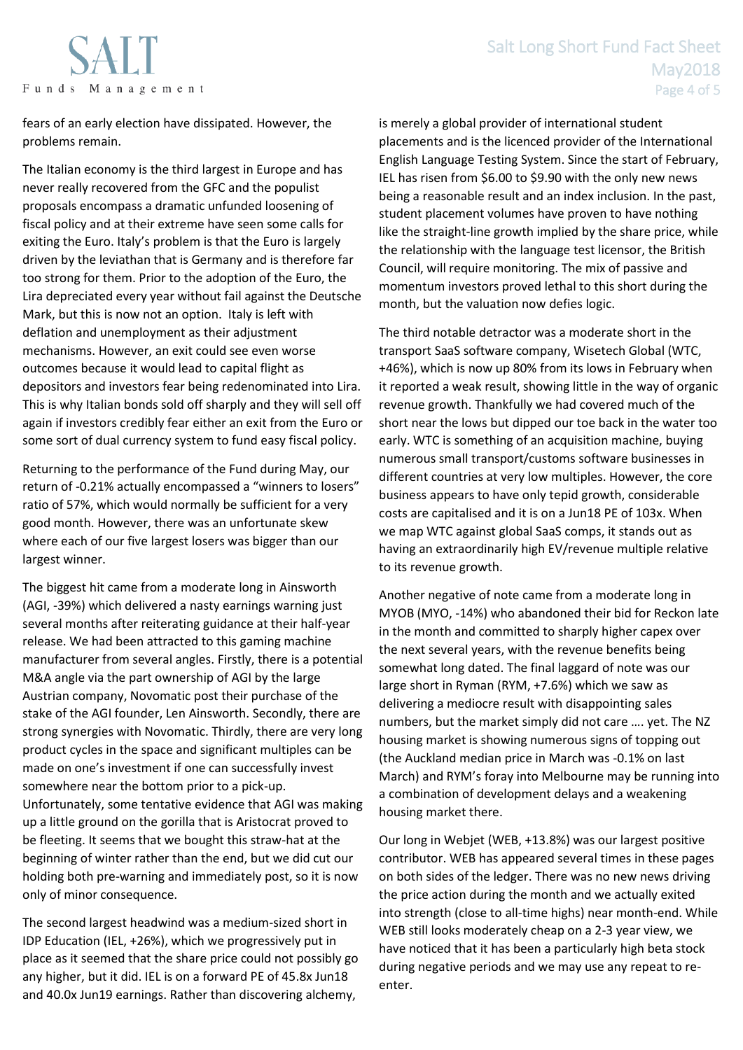fears of an early election have dissipated. However, the problems remain.

The Italian economy is the third largest in Europe and has never really recovered from the GFC and the populist proposals encompass a dramatic unfunded loosening of fiscal policy and at their extreme have seen some calls for exiting the Euro. Italy's problem is that the Euro is largely driven by the leviathan that is Germany and is therefore far too strong for them. Prior to the adoption of the Euro, the Lira depreciated every year without fail against the Deutsche Mark, but this is now not an option. Italy is left with deflation and unemployment as their adjustment mechanisms. However, an exit could see even worse outcomes because it would lead to capital flight as depositors and investors fear being redenominated into Lira. This is why Italian bonds sold off sharply and they will sell off again if investors credibly fear either an exit from the Euro or some sort of dual currency system to fund easy fiscal policy.

Returning to the performance of the Fund during May, our return of -0.21% actually encompassed a "winners to losers" ratio of 57%, which would normally be sufficient for a very good month. However, there was an unfortunate skew where each of our five largest losers was bigger than our largest winner.

The biggest hit came from a moderate long in Ainsworth (AGI, -39%) which delivered a nasty earnings warning just several months after reiterating guidance at their half-year release. We had been attracted to this gaming machine manufacturer from several angles. Firstly, there is a potential M&A angle via the part ownership of AGI by the large Austrian company, Novomatic post their purchase of the stake of the AGI founder, Len Ainsworth. Secondly, there are strong synergies with Novomatic. Thirdly, there are very long product cycles in the space and significant multiples can be made on one's investment if one can successfully invest somewhere near the bottom prior to a pick-up. Unfortunately, some tentative evidence that AGI was making up a little ground on the gorilla that is Aristocrat proved to be fleeting. It seems that we bought this straw-hat at the beginning of winter rather than the end, but we did cut our holding both pre-warning and immediately post, so it is now only of minor consequence.

The second largest headwind was a medium-sized short in IDP Education (IEL, +26%), which we progressively put in place as it seemed that the share price could not possibly go any higher, but it did. IEL is on a forward PE of 45.8x Jun18 and 40.0x Jun19 earnings. Rather than discovering alchemy, is merely a global provider of international student placements and is the licenced provider of the International English Language Testing System. Since the start of February, IEL has risen from $6.00 to $9.90 with the only new news being a reasonable result and an index inclusion. In the past, student placement volumes have proven to have nothing like the straight-line growth implied by the share price, while the relationship with the language test licensor, the British Council, will require monitoring. The mix of passive and momentum investors proved lethal to this short during the month, but the valuation now defies logic.

The third notable detractor was a moderate short in the transport SaaS software company, Wisetech Global (WTC, +46%), which is now up 80% from its lows in February when it reported a weak result, showing little in the way of organic revenue growth. Thankfully we had covered much of the short near the lows but dipped our toe back in the water too early. WTC is something of an acquisition machine, buying numerous small transport/customs software businesses in different countries at very low multiples. However, the core business appears to have only tepid growth, considerable costs are capitalised and it is on a Jun18 PE of 103x. When we map WTC against global SaaS comps, it stands out as having an extraordinarily high EV/revenue multiple relative to its revenue growth.

Another negative of note came from a moderate long in MYOB (MYO, -14%) who abandoned their bid for Reckon late in the month and committed to sharply higher capex over the next several years, with the revenue benefits being somewhat long dated. The final laggard of note was our large short in Ryman (RYM, +7.6%) which we saw as delivering a mediocre result with disappointing sales numbers, but the market simply did not care …. yet. The NZ housing market is showing numerous signs of topping out (the Auckland median price in March was -0.1% on last March) and RYM's foray into Melbourne may be running into a combination of development delays and a weakening housing market there.

Our long in Webjet (WEB, +13.8%) was our largest positive contributor. WEB has appeared several times in these pages on both sides of the ledger. There was no new news driving the price action during the month and we actually exited into strength (close to all-time highs) near month-end. While WEB still looks moderately cheap on a 2-3 year view, we have noticed that it has been a particularly high beta stock during negative periods and we may use any repeat to re-enter.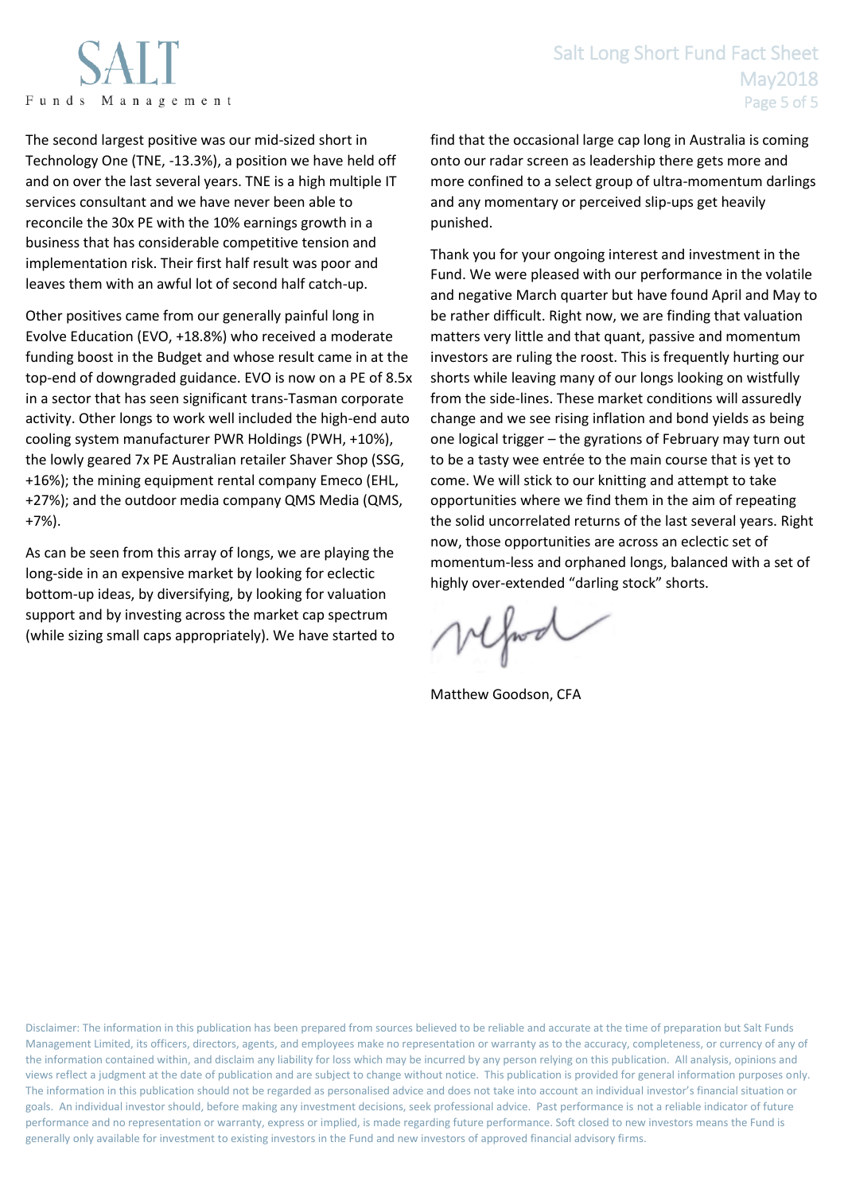The second largest positive was our mid-sized short in Technology One (TNE, -13.3%), a position we have held off and on over the last several years. TNE is a high multiple IT services consultant and we have never been able to reconcile the 30x PE with the 10% earnings growth in a business that has considerable competitive tension and implementation risk. Their first half result was poor and leaves them with an awful lot of second half catch-up.

Other positives came from our generally painful long in Evolve Education (EVO, +18.8%) who received a moderate funding boost in the Budget and whose result came in at the top-end of downgraded guidance. EVO is now on a PE of 8.5x in a sector that has seen significant trans-Tasman corporate activity. Other longs to work well included the high-end auto cooling system manufacturer PWR Holdings (PWH, +10%), the lowly geared 7x PE Australian retailer Shaver Shop (SSG, +16%); the mining equipment rental company Emeco (EHL, +27%); and the outdoor media company QMS Media (QMS, +7%).

As can be seen from this array of longs, we are playing the long-side in an expensive market by looking for eclectic bottom-up ideas, by diversifying, by looking for valuation support and by investing across the market cap spectrum (while sizing small caps appropriately). We have started to find that the occasional large cap long in Australia is coming onto our radar screen as leadership there gets more and more confined to a select group of ultra-momentum darlings and any momentary or perceived slip-ups get heavily punished.

Thank you for your ongoing interest and investment in the Fund. We were pleased with our performance in the volatile and negative March quarter but have found April and May to be rather difficult. Right now, we are finding that valuation matters very little and that quant, passive and momentum investors are ruling the roost. This is frequently hurting our shorts while leaving many of our longs looking on wistfully from the side-lines. These market conditions will assuredly change and we see rising inflation and bond yields as being one logical trigger – the gyrations of February may turn out to be a tasty wee entrée to the main course that is yet to come. We will stick to our knitting and attempt to take opportunities where we find them in the aim of repeating the solid uncorrelated returns of the last several years. Right now, those opportunities are across an eclectic set of momentum-less and orphaned longs, balanced with a set of highly over-extended "darling stock" shorts.

Matthew Goodson, CFA

Disclaimer: The information in this publication has been prepared from sources believed to be reliable and accurate at the time of preparation but Salt Funds Management Limited, its officers, directors, agents, and employees make no representation or warranty as to the accuracy, completeness, or currency of any of the information contained within, and disclaim any liability for loss which may be incurred by any person relying on this publication. All analysis, opinions and views reflect a judgment at the date of publication and are subject to change without notice. This publication is provided for general information purposes only. The information in this publication should not be regarded as personalised advice and does not take into account an individual investor's financial situation or goals. An individual investor should, before making any investment decisions, seek professional advice. Past performance is not a reliable indicator of future performance and no representation or warranty, express or implied, is made regarding future performance. Soft closed to new investors means the Fund is generally only available for investment to existing investors in the Fund and new investors of approved financial advisory firms.